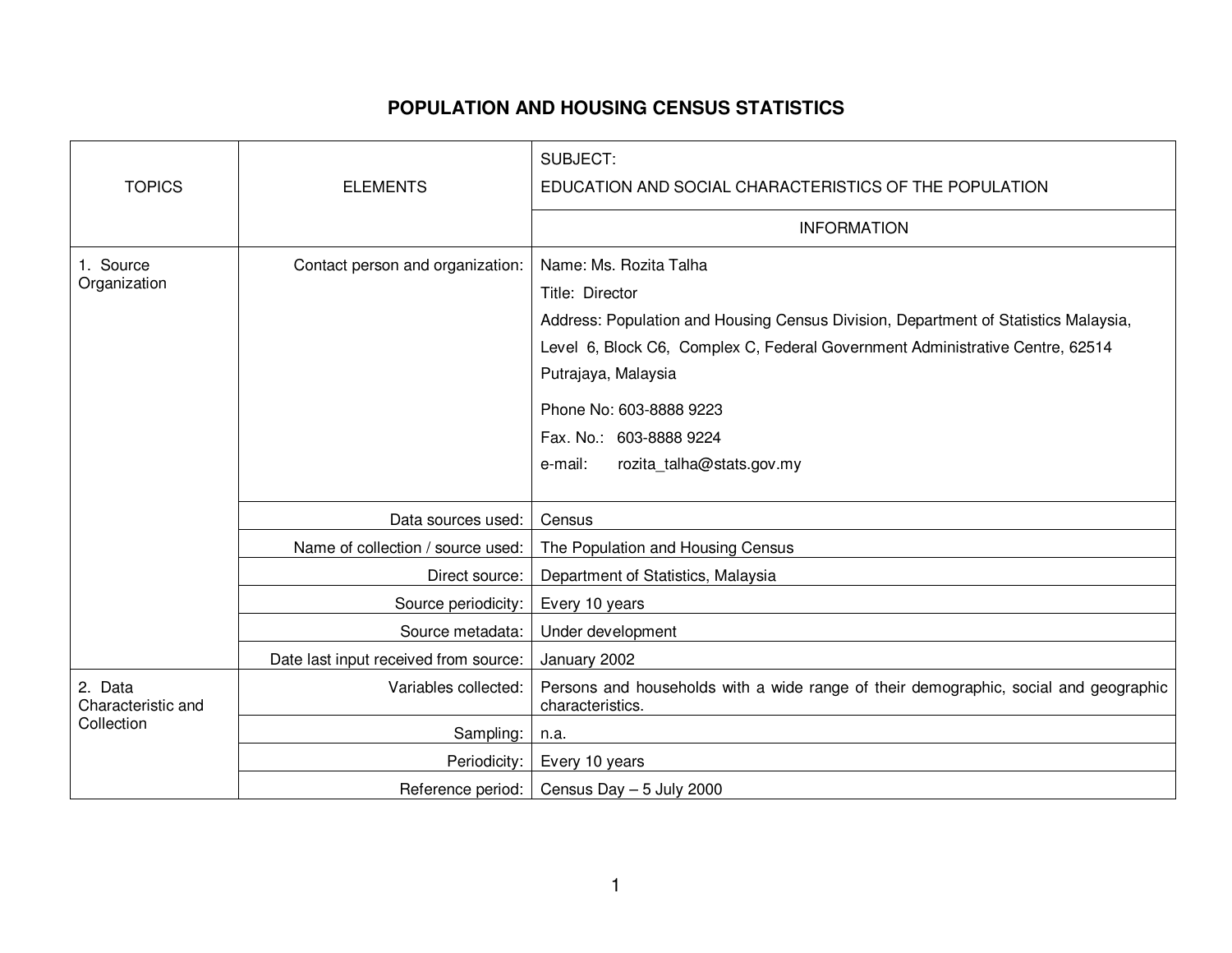# POPULATION AND HOUSING CENSUS STATISTICS

| TOPICS | ELEMENTS | SUBJECT: EDUCATION AND SOCIAL CHARACTERISTICS OF THE POPULATION |
|---|---|---|
| | | INFORMATION |
| 1. Source Organization | Contact person and organization: | Name: Ms. Rozita Talha<br>Title: Director<br>Address: Population and Housing Census Division, Department of Statistics Malaysia, Level 6, Block C6, Complex C, Federal Government Administrative Centre, 62514 Putrajaya, Malaysia<br>Phone No: 603-8888 9223<br>Fax. No.: 603-8888 9224<br>e-mail: rozita_talha@stats.gov.my |
| | Data sources used: | Census |
| | Name of collection / source used: | The Population and Housing Census |
| | Direct source: | Department of Statistics, Malaysia |
| | Source periodicity: | Every 10 years |
| | Source metadata: | Under development |
| | Date last input received from source: | January 2002 |
| 2. Data Characteristic and Collection | Variables collected: | Persons and households with a wide range of their demographic, social and geographic characteristics. |
| | Sampling: | n.a. |
| | Periodicity: | Every 10 years |
| | Reference period: | Census Day – 5 July 2000 |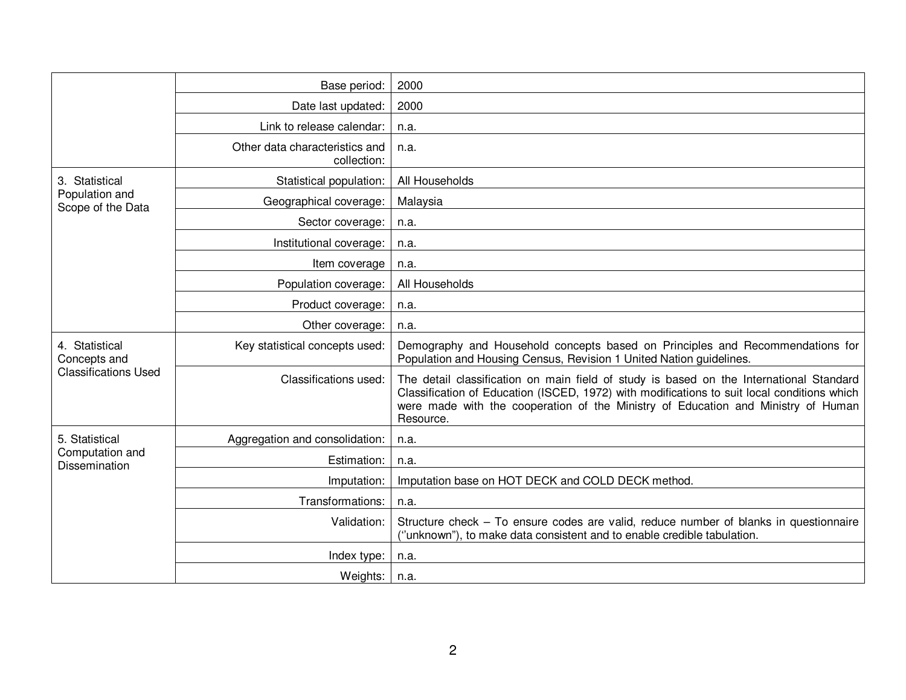| | | |
|---|---|---|
| | Base period: | 2000 |
| | Date last updated: | 2000 |
| | Link to release calendar: | n.a. |
| | Other data characteristics and collection: | n.a. |
| 3. Statistical Population and Scope of the Data | Statistical population: | All Households |
| | Geographical coverage: | Malaysia |
| | Sector coverage: | n.a. |
| | Institutional coverage: | n.a. |
| | Item coverage | n.a. |
| | Population coverage: | All Households |
| | Product coverage: | n.a. |
| | Other coverage: | n.a. |
| 4. Statistical Concepts and Classifications Used | Key statistical concepts used: | Demography and Household concepts based on Principles and Recommendations for Population and Housing Census, Revision 1 United Nation guidelines. |
| | Classifications used: | The detail classification on main field of study is based on the International Standard Classification of Education (ISCED, 1972) with modifications to suit local conditions which were made with the cooperation of the Ministry of Education and Ministry of Human Resource. |
| 5. Statistical Computation and Dissemination | Aggregation and consolidation: | n.a. |
| | Estimation: | n.a. |
| | Imputation: | Imputation base on HOT DECK and COLD DECK method. |
| | Transformations: | n.a. |
| | Validation: | Structure check – To ensure codes are valid, reduce number of blanks in questionnaire (''unknown"), to make data consistent and to enable credible tabulation. |
| | Index type: | n.a. |
| | Weights: | n.a. |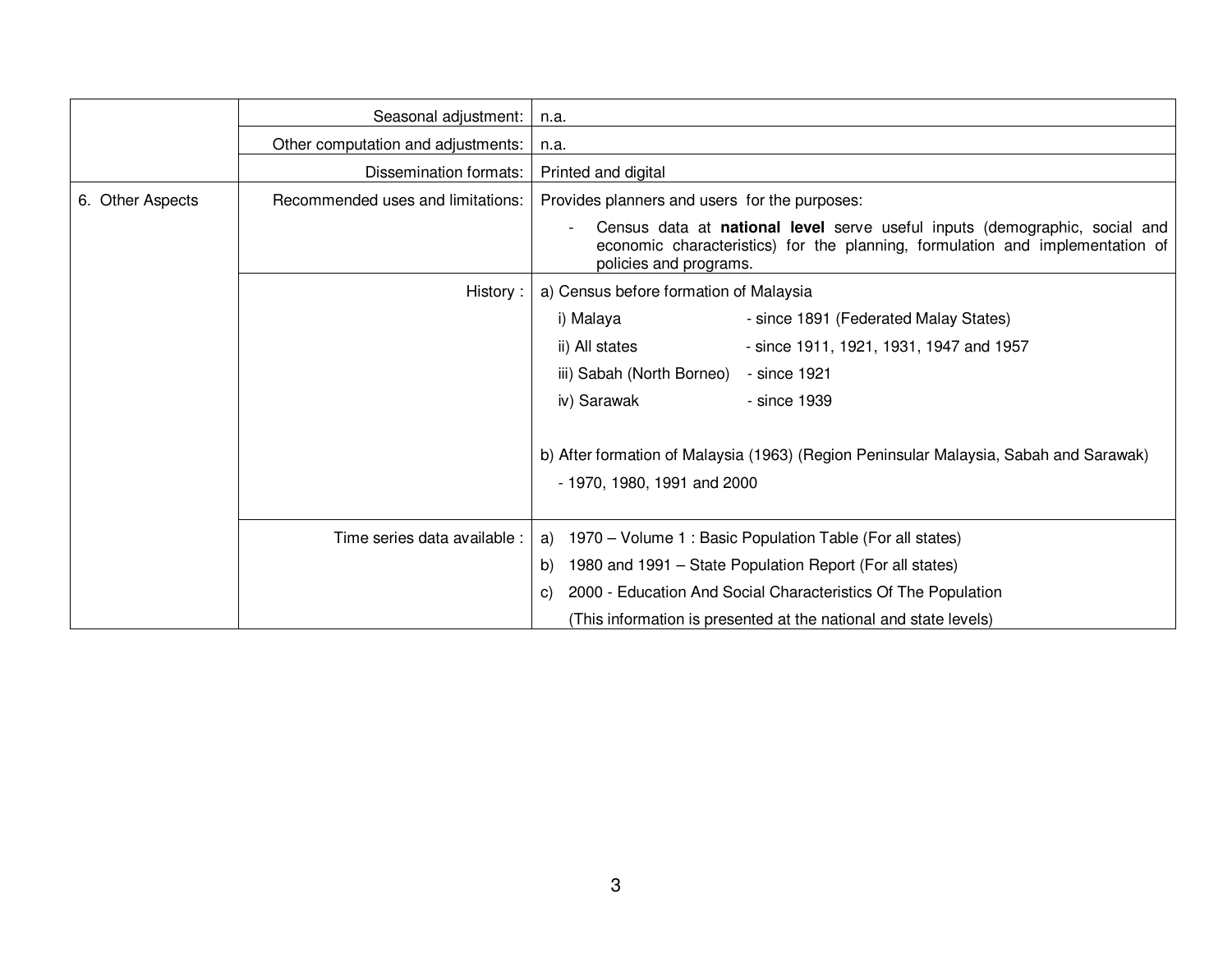| | | |
|---|---|---|
| | Seasonal adjustment: | n.a. |
| | Other computation and adjustments: | n.a. |
| | Dissemination formats: | Printed and digital |
| 6. Other Aspects | Recommended uses and limitations: | Provides planners and users for the purposes:<br>- Census data at **national level** serve useful inputs (demographic, social and economic characteristics) for the planning, formulation and implementation of policies and programs. |
| | History : | a) Census before formation of Malaysia<br>i) Malaya - since 1891 (Federated Malay States)<br>ii) All states - since 1911, 1921, 1931, 1947 and 1957<br>iii) Sabah (North Borneo) - since 1921<br>iv) Sarawak - since 1939<br><br>b) After formation of Malaysia (1963) (Region Peninsular Malaysia, Sabah and Sarawak)<br>- 1970, 1980, 1991 and 2000 |
| | Time series data available : | a) 1970 – Volume 1 : Basic Population Table (For all states)<br>b) 1980 and 1991 – State Population Report (For all states)<br>c) 2000 - Education And Social Characteristics Of The Population<br>(This information is presented at the national and state levels) |